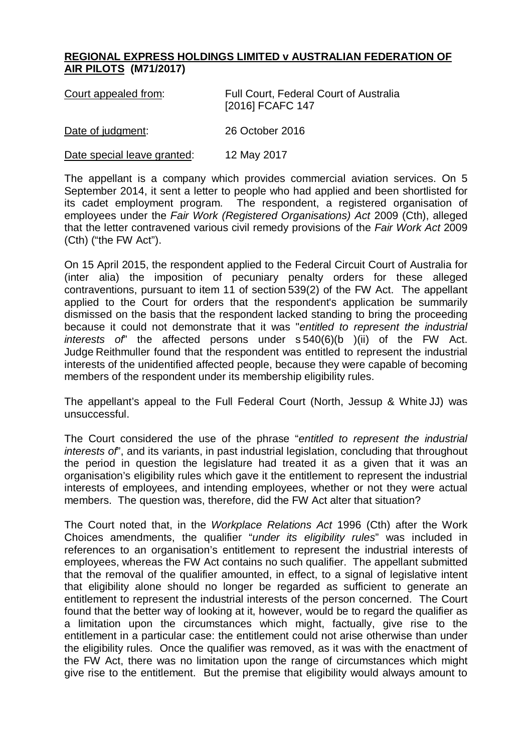**<u>REGIONAL EXPRESS HOLDINGS LIMITED v AUSTRALIAN FEDERATION OF AIR PILOTS</u> (M71/2017)**

| | |
|---|---|
| <u>Court appealed from</u>: | Full Court, Federal Court of Australia [2016] FCAFC 147 |
| <u>Date of judgment</u>: | 26 October 2016 |
| <u>Date special leave granted</u>: | 12 May 2017 |

The appellant is a company which provides commercial aviation services. On 5 September 2014, it sent a letter to people who had applied and been shortlisted for its cadet employment program. The respondent, a registered organisation of employees under the *Fair Work (Registered Organisations) Act* 2009 (Cth), alleged that the letter contravened various civil remedy provisions of the *Fair Work Act* 2009 (Cth) ("the FW Act").

On 15 April 2015, the respondent applied to the Federal Circuit Court of Australia for (inter alia) the imposition of pecuniary penalty orders for these alleged contraventions, pursuant to item 11 of section 539(2) of the FW Act. The appellant applied to the Court for orders that the respondent's application be summarily dismissed on the basis that the respondent lacked standing to bring the proceeding because it could not demonstrate that it was "*entitled to represent the industrial interests of*" the affected persons under s 540(6)(b )(ii) of the FW Act. Judge Reithmuller found that the respondent was entitled to represent the industrial interests of the unidentified affected people, because they were capable of becoming members of the respondent under its membership eligibility rules.

The appellant's appeal to the Full Federal Court (North, Jessup & White JJ) was unsuccessful.

The Court considered the use of the phrase "*entitled to represent the industrial interests of*", and its variants, in past industrial legislation, concluding that throughout the period in question the legislature had treated it as a given that it was an organisation's eligibility rules which gave it the entitlement to represent the industrial interests of employees, and intending employees, whether or not they were actual members. The question was, therefore, did the FW Act alter that situation?

The Court noted that, in the *Workplace Relations Act* 1996 (Cth) after the Work Choices amendments, the qualifier "*under its eligibility rules*" was included in references to an organisation's entitlement to represent the industrial interests of employees, whereas the FW Act contains no such qualifier. The appellant submitted that the removal of the qualifier amounted, in effect, to a signal of legislative intent that eligibility alone should no longer be regarded as sufficient to generate an entitlement to represent the industrial interests of the person concerned. The Court found that the better way of looking at it, however, would be to regard the qualifier as a limitation upon the circumstances which might, factually, give rise to the entitlement in a particular case: the entitlement could not arise otherwise than under the eligibility rules. Once the qualifier was removed, as it was with the enactment of the FW Act, there was no limitation upon the range of circumstances which might give rise to the entitlement. But the premise that eligibility would always amount to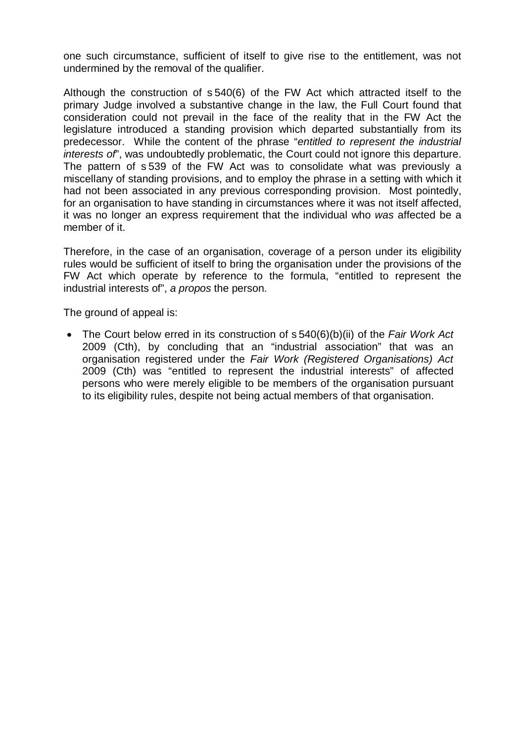one such circumstance, sufficient of itself to give rise to the entitlement, was not undermined by the removal of the qualifier.

Although the construction of s 540(6) of the FW Act which attracted itself to the primary Judge involved a substantive change in the law, the Full Court found that consideration could not prevail in the face of the reality that in the FW Act the legislature introduced a standing provision which departed substantially from its predecessor. While the content of the phrase "*entitled to represent the industrial interests of*", was undoubtedly problematic, the Court could not ignore this departure. The pattern of s 539 of the FW Act was to consolidate what was previously a miscellany of standing provisions, and to employ the phrase in a setting with which it had not been associated in any previous corresponding provision. Most pointedly, for an organisation to have standing in circumstances where it was not itself affected, it was no longer an express requirement that the individual who *was* affected be a member of it.

Therefore, in the case of an organisation, coverage of a person under its eligibility rules would be sufficient of itself to bring the organisation under the provisions of the FW Act which operate by reference to the formula, "entitled to represent the industrial interests of", *a propos* the person.

The ground of appeal is:

- The Court below erred in its construction of s 540(6)(b)(ii) of the *Fair Work Act* 2009 (Cth), by concluding that an "industrial association" that was an organisation registered under the *Fair Work (Registered Organisations) Act* 2009 (Cth) was "entitled to represent the industrial interests" of affected persons who were merely eligible to be members of the organisation pursuant to its eligibility rules, despite not being actual members of that organisation.